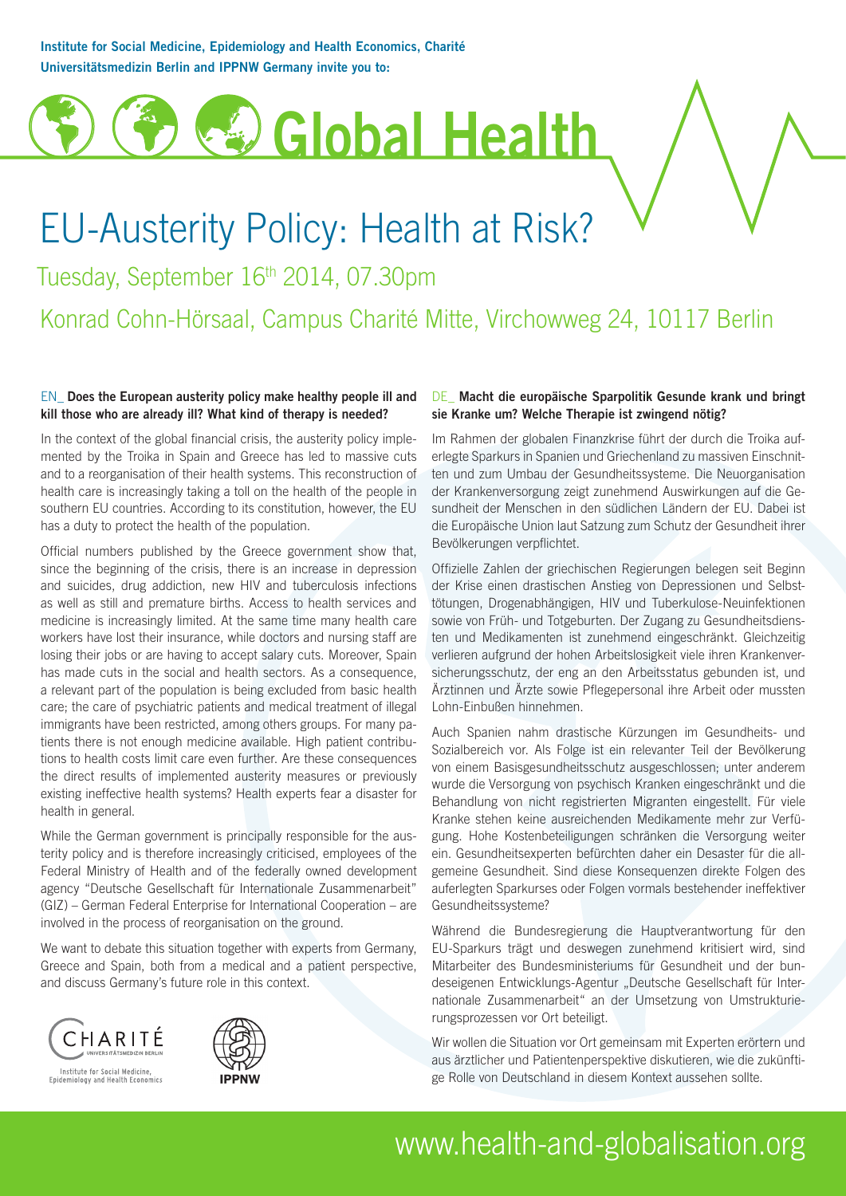**Institute for Social Medicine, Epidemiology and Health Economics, Charité Universitätsmedizin Berlin and IPPNW Germany invite you to:**

# Global Health

## EU-Austerity Policy: Health at Risk?

Tuesday, September 16th 2014, 07.30pm

Konrad Cohn-Hörsaal, Campus Charité Mitte, Virchowweg 24, 10117 Berlin

### EN_ Does the European austerity policy make healthy people ill and kill those who are already ill? What kind of therapy is needed?

In the context of the global financial crisis, the austerity policy implemented by the Troika in Spain and Greece has led to massive cuts and to a reorganisation of their health systems. This reconstruction of health care is increasingly taking a toll on the health of the people in southern EU countries. According to its constitution, however, the EU has a duty to protect the health of the population.

Official numbers published by the Greece government show that, since the beginning of the crisis, there is an increase in depression and suicides, drug addiction, new HIV and tuberculosis infections as well as still and premature births. Access to health services and medicine is increasingly limited. At the same time many health care workers have lost their insurance, while doctors and nursing staff are losing their jobs or are having to accept salary cuts. Moreover, Spain has made cuts in the social and health sectors. As a consequence, a relevant part of the population is being excluded from basic health care; the care of psychiatric patients and medical treatment of illegal immigrants have been restricted, among others groups. For many patients there is not enough medicine available. High patient contributions to health costs limit care even further. Are these consequences the direct results of implemented austerity measures or previously existing ineffective health systems? Health experts fear a disaster for health in general.

While the German government is principally responsible for the austerity policy and is therefore increasingly criticised, employees of the Federal Ministry of Health and of the federally owned development agency "Deutsche Gesellschaft für Internationale Zusammenarbeit" (GIZ) – German Federal Enterprise for International Cooperation – are involved in the process of reorganisation on the ground.

We want to debate this situation together with experts from Germany, Greece and Spain, both from a medical and a patient perspective, and discuss Germany's future role in this context.

CHARITÉ UNIVERSITÄTSMEDIZIN BERLIN

Institute for Social Medicine, Epidemiology and Health Economics

IPPNW

### DE_ Macht die europäische Sparpolitik Gesunde krank und bringt sie Kranke um? Welche Therapie ist zwingend nötig?

Im Rahmen der globalen Finanzkrise führt der durch die Troika auferlegte Sparkurs in Spanien und Griechenland zu massiven Einschnitten und zum Umbau der Gesundheitssysteme. Die Neuorganisation der Krankenversorgung zeigt zunehmend Auswirkungen auf die Gesundheit der Menschen in den südlichen Ländern der EU. Dabei ist die Europäische Union laut Satzung zum Schutz der Gesundheit ihrer Bevölkerungen verpflichtet.

Offizielle Zahlen der griechischen Regierungen belegen seit Beginn der Krise einen drastischen Anstieg von Depressionen und Selbsttötungen, Drogenabhängigen, HIV und Tuberkulose-Neuinfektionen sowie von Früh- und Totgeburten. Der Zugang zu Gesundheitsdiensten und Medikamenten ist zunehmend eingeschränkt. Gleichzeitig verlieren aufgrund der hohen Arbeitslosigkeit viele ihren Krankenversicherungsschutz, der eng an den Arbeitsstatus gebunden ist, und Ärztinnen und Ärzte sowie Pflegepersonal ihre Arbeit oder mussten Lohn-Einbußen hinnehmen.

Auch Spanien nahm drastische Kürzungen im Gesundheits- und Sozialbereich vor. Als Folge ist ein relevanter Teil der Bevölkerung von einem Basisgesundheitsschutz ausgeschlossen; unter anderem wurde die Versorgung von psychisch Kranken eingeschränkt und die Behandlung von nicht registrierten Migranten eingestellt. Für viele Kranke stehen keine ausreichenden Medikamente mehr zur Verfügung. Hohe Kostenbeteiligungen schränken die Versorgung weiter ein. Gesundheitsexperten befürchten daher ein Desaster für die allgemeine Gesundheit. Sind diese Konsequenzen direkte Folgen des auferlegten Sparkurses oder Folgen vormals bestehender ineffektiver Gesundheitssysteme?

Während die Bundesregierung die Hauptverantwortung für den EU-Sparkurs trägt und deswegen zunehmend kritisiert wird, sind Mitarbeiter des Bundesministeriums für Gesundheit und der bundeseigenen Entwicklungs-Agentur „Deutsche Gesellschaft für Internationale Zusammenarbeit" an der Umsetzung von Umstrukturierungsprozessen vor Ort beteiligt.

Wir wollen die Situation vor Ort gemeinsam mit Experten erörtern und aus ärztlicher und Patientenperspektive diskutieren, wie die zukünftige Rolle von Deutschland in diesem Kontext aussehen sollte.

www.health-and-globalisation.org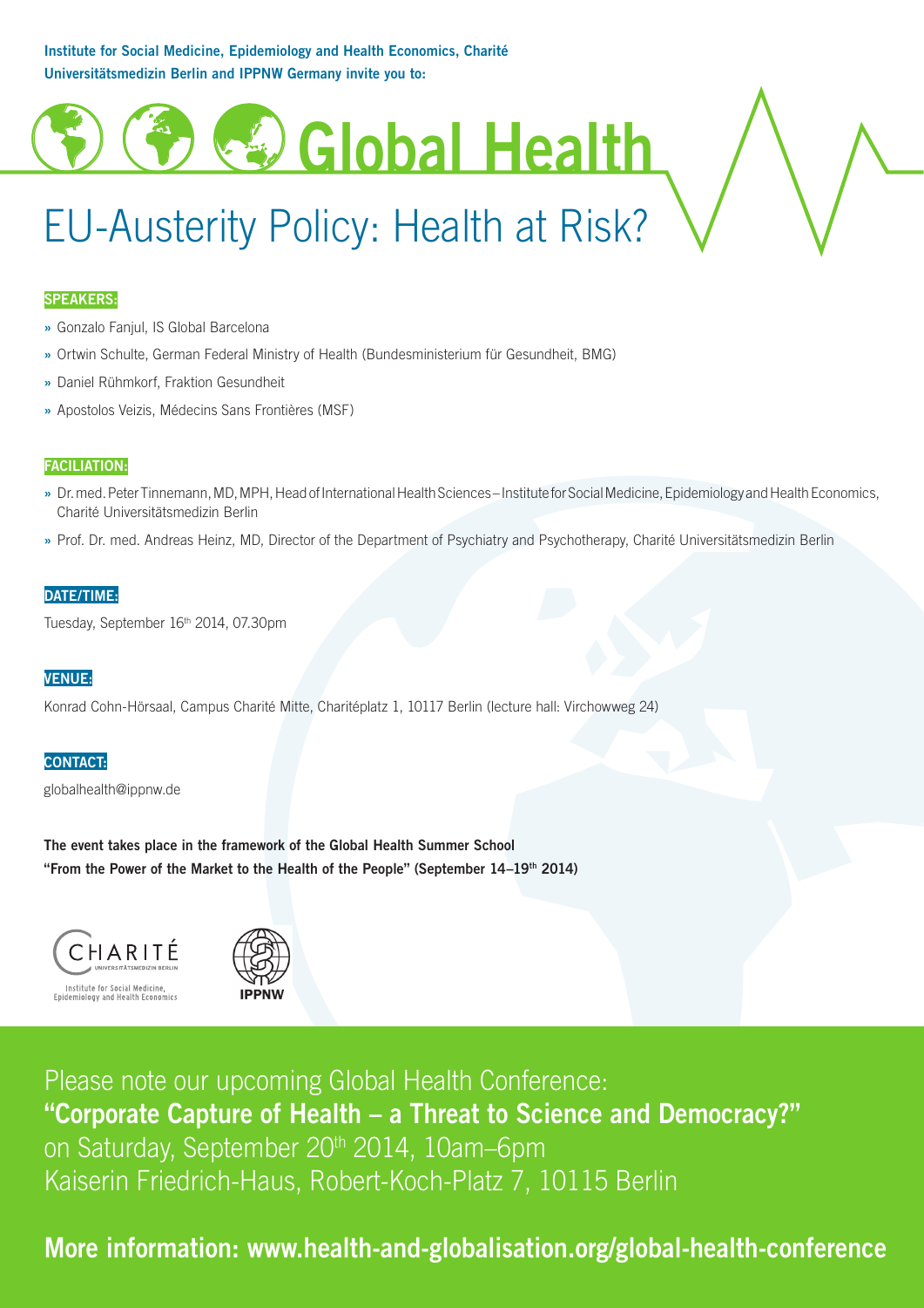**Institute for Social Medicine, Epidemiology and Health Economics, Charité Universitätsmedizin Berlin and IPPNW Germany invite you to:**

# Global Health

## EU-Austerity Policy: Health at Risk?

**SPEAKERS:**

- Gonzalo Fanjul, IS Global Barcelona
- Ortwin Schulte, German Federal Ministry of Health (Bundesministerium für Gesundheit, BMG)
- Daniel Rühmkorf, Fraktion Gesundheit
- Apostolos Veizis, Médecins Sans Frontières (MSF)

**FACILIATION:**

- Dr. med. Peter Tinnemann, MD, MPH, Head of International Health Sciences – Institute for Social Medicine, Epidemiology and Health Economics, Charité Universitätsmedizin Berlin
- Prof. Dr. med. Andreas Heinz, MD, Director of the Department of Psychiatry and Psychotherapy, Charité Universitätsmedizin Berlin

**DATE/TIME:**

Tuesday, September 16th 2014, 07.30pm

**VENUE:**

Konrad Cohn-Hörsaal, Campus Charité Mitte, Charitéplatz 1, 10117 Berlin (lecture hall: Virchowweg 24)

**CONTACT:**

globalhealth@ippnw.de

**The event takes place in the framework of the Global Health Summer School "From the Power of the Market to the Health of the People" (September 14–19th 2014)**

CHARITÉ UNIVERSITÄTSMEDIZIN BERLIN

Institute for Social Medicine, Epidemiology and Health Economics

IPPNW

Please note our upcoming Global Health Conference:

**"Corporate Capture of Health – a Threat to Science and Democracy?"**

on Saturday, September 20th 2014, 10am–6pm

Kaiserin Friedrich-Haus, Robert-Koch-Platz 7, 10115 Berlin

**More information: www.health-and-globalisation.org/global-health-conference**